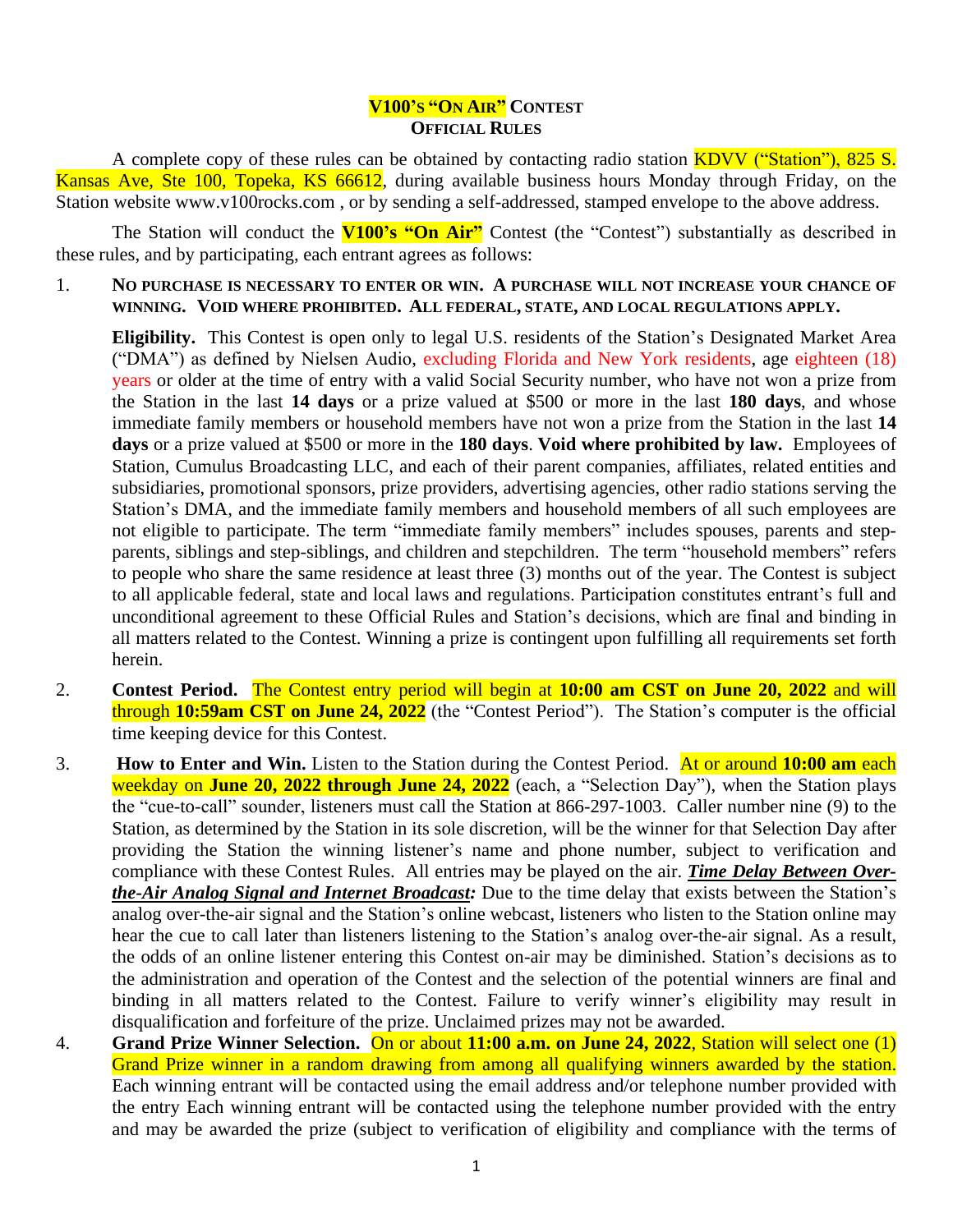# V100's "On Air" Contest
## Official Rules

A complete copy of these rules can be obtained by contacting radio station KDVV ("Station"), 825 S. Kansas Ave, Ste 100, Topeka, KS 66612, during available business hours Monday through Friday, on the Station website www.v100rocks.com , or by sending a self-addressed, stamped envelope to the above address.

The Station will conduct the **V100's "On Air"** Contest (the "Contest") substantially as described in these rules, and by participating, each entrant agrees as follows:

1. **NO PURCHASE IS NECESSARY TO ENTER OR WIN. A PURCHASE WILL NOT INCREASE YOUR CHANCE OF WINNING. VOID WHERE PROHIBITED. ALL FEDERAL, STATE, AND LOCAL REGULATIONS APPLY.**

   **Eligibility.** This Contest is open only to legal U.S. residents of the Station's Designated Market Area ("DMA") as defined by Nielsen Audio, excluding Florida and New York residents, age eighteen (18) years or older at the time of entry with a valid Social Security number, who have not won a prize from the Station in the last **14 days** or a prize valued at $500 or more in the last **180 days**, and whose immediate family members or household members have not won a prize from the Station in the last **14 days** or a prize valued at $500 or more in the **180 days**. **Void where prohibited by law.** Employees of Station, Cumulus Broadcasting LLC, and each of their parent companies, affiliates, related entities and subsidiaries, promotional sponsors, prize providers, advertising agencies, other radio stations serving the Station's DMA, and the immediate family members and household members of all such employees are not eligible to participate. The term "immediate family members" includes spouses, parents and step-parents, siblings and step-siblings, and children and stepchildren. The term "household members" refers to people who share the same residence at least three (3) months out of the year. The Contest is subject to all applicable federal, state and local laws and regulations. Participation constitutes entrant's full and unconditional agreement to these Official Rules and Station's decisions, which are final and binding in all matters related to the Contest. Winning a prize is contingent upon fulfilling all requirements set forth herein.

2. **Contest Period.** The Contest entry period will begin at **10:00 am CST on June 20, 2022** and will through **10:59am CST on June 24, 2022** (the "Contest Period"). The Station's computer is the official time keeping device for this Contest.

3. **How to Enter and Win.** Listen to the Station during the Contest Period. At or around **10:00 am** each weekday on **June 20, 2022 through June 24, 2022** (each, a "Selection Day"), when the Station plays the "cue-to-call" sounder, listeners must call the Station at 866-297-1003. Caller number nine (9) to the Station, as determined by the Station in its sole discretion, will be the winner for that Selection Day after providing the Station the winning listener's name and phone number, subject to verification and compliance with these Contest Rules. All entries may be played on the air. ***Time Delay Between Over-the-Air Analog Signal and Internet Broadcast:*** Due to the time delay that exists between the Station's analog over-the-air signal and the Station's online webcast, listeners who listen to the Station online may hear the cue to call later than listeners listening to the Station's analog over-the-air signal. As a result, the odds of an online listener entering this Contest on-air may be diminished. Station's decisions as to the administration and operation of the Contest and the selection of the potential winners are final and binding in all matters related to the Contest. Failure to verify winner's eligibility may result in disqualification and forfeiture of the prize. Unclaimed prizes may not be awarded.

4. **Grand Prize Winner Selection.** On or about **11:00 a.m. on June 24, 2022**, Station will select one (1) Grand Prize winner in a random drawing from among all qualifying winners awarded by the station. Each winning entrant will be contacted using the email address and/or telephone number provided with the entry Each winning entrant will be contacted using the telephone number provided with the entry and may be awarded the prize (subject to verification of eligibility and compliance with the terms of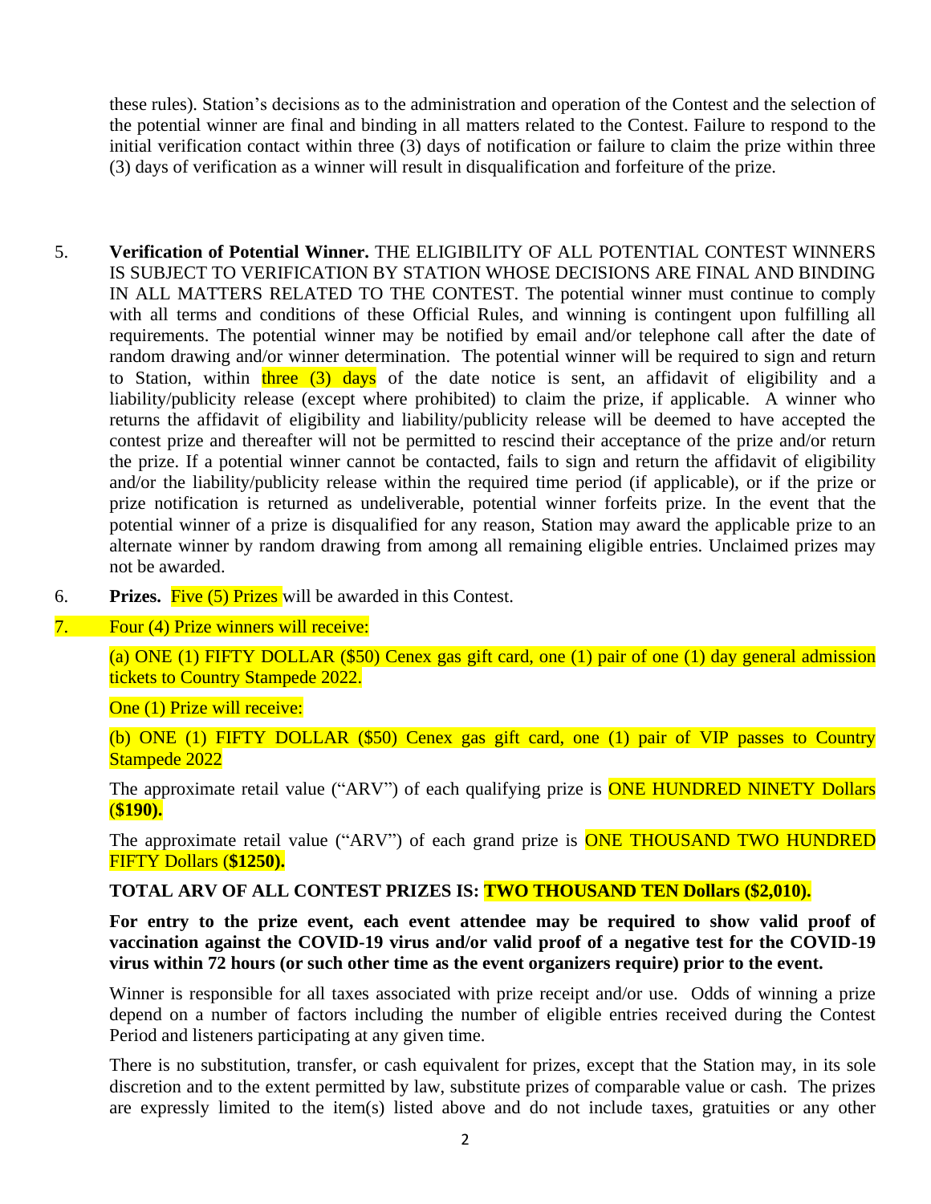these rules). Station's decisions as to the administration and operation of the Contest and the selection of the potential winner are final and binding in all matters related to the Contest. Failure to respond to the initial verification contact within three (3) days of notification or failure to claim the prize within three (3) days of verification as a winner will result in disqualification and forfeiture of the prize.

5. **Verification of Potential Winner.** THE ELIGIBILITY OF ALL POTENTIAL CONTEST WINNERS IS SUBJECT TO VERIFICATION BY STATION WHOSE DECISIONS ARE FINAL AND BINDING IN ALL MATTERS RELATED TO THE CONTEST. The potential winner must continue to comply with all terms and conditions of these Official Rules, and winning is contingent upon fulfilling all requirements. The potential winner may be notified by email and/or telephone call after the date of random drawing and/or winner determination. The potential winner will be required to sign and return to Station, within three (3) days of the date notice is sent, an affidavit of eligibility and a liability/publicity release (except where prohibited) to claim the prize, if applicable. A winner who returns the affidavit of eligibility and liability/publicity release will be deemed to have accepted the contest prize and thereafter will not be permitted to rescind their acceptance of the prize and/or return the prize. If a potential winner cannot be contacted, fails to sign and return the affidavit of eligibility and/or the liability/publicity release within the required time period (if applicable), or if the prize or prize notification is returned as undeliverable, potential winner forfeits prize. In the event that the potential winner of a prize is disqualified for any reason, Station may award the applicable prize to an alternate winner by random drawing from among all remaining eligible entries. Unclaimed prizes may not be awarded.

6. **Prizes.** Five (5) Prizes will be awarded in this Contest.

7. Four (4) Prize winners will receive:

   (a) ONE (1) FIFTY DOLLAR ($50) Cenex gas gift card, one (1) pair of one (1) day general admission tickets to Country Stampede 2022.

   One (1) Prize will receive:

   (b) ONE (1) FIFTY DOLLAR ($50) Cenex gas gift card, one (1) pair of VIP passes to Country Stampede 2022

   The approximate retail value ("ARV") of each qualifying prize is ONE HUNDRED NINETY Dollars (**$190).**

   The approximate retail value ("ARV") of each grand prize is ONE THOUSAND TWO HUNDRED FIFTY Dollars (**$1250).**

   **TOTAL ARV OF ALL CONTEST PRIZES IS: TWO THOUSAND TEN Dollars ($2,010).**

   **For entry to the prize event, each event attendee may be required to show valid proof of vaccination against the COVID-19 virus and/or valid proof of a negative test for the COVID-19 virus within 72 hours (or such other time as the event organizers require) prior to the event.**

   Winner is responsible for all taxes associated with prize receipt and/or use. Odds of winning a prize depend on a number of factors including the number of eligible entries received during the Contest Period and listeners participating at any given time.

   There is no substitution, transfer, or cash equivalent for prizes, except that the Station may, in its sole discretion and to the extent permitted by law, substitute prizes of comparable value or cash. The prizes are expressly limited to the item(s) listed above and do not include taxes, gratuities or any other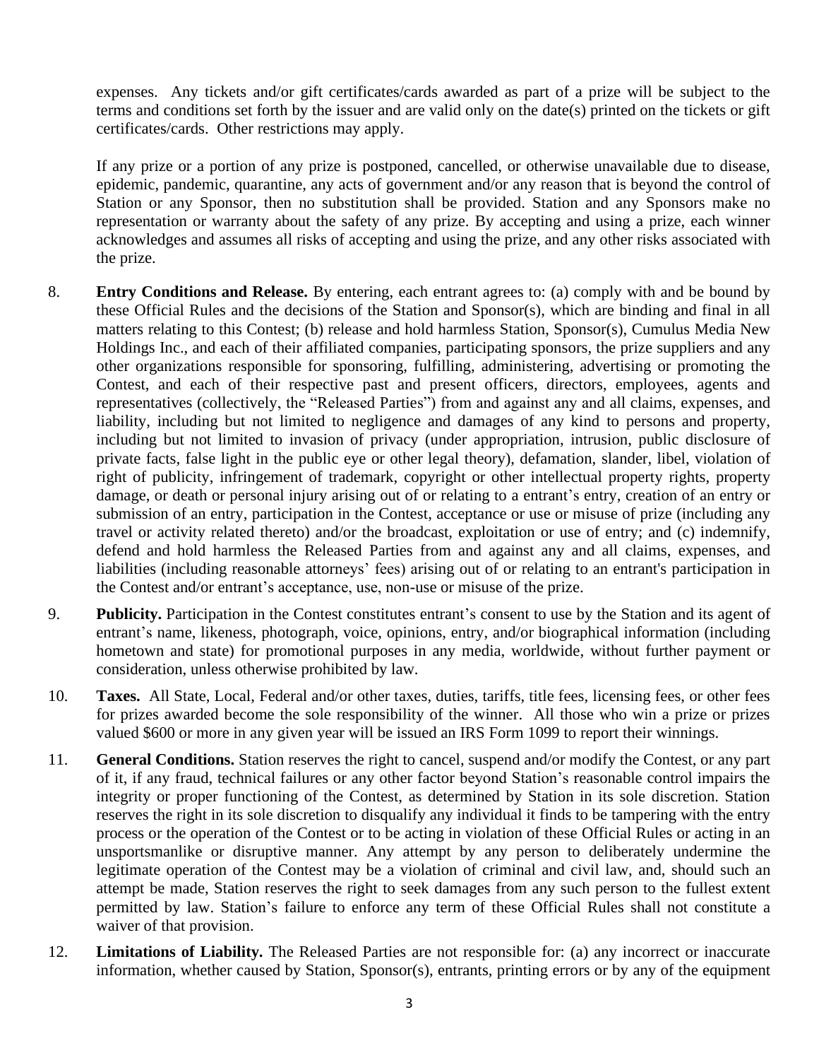expenses. Any tickets and/or gift certificates/cards awarded as part of a prize will be subject to the terms and conditions set forth by the issuer and are valid only on the date(s) printed on the tickets or gift certificates/cards. Other restrictions may apply.

If any prize or a portion of any prize is postponed, cancelled, or otherwise unavailable due to disease, epidemic, pandemic, quarantine, any acts of government and/or any reason that is beyond the control of Station or any Sponsor, then no substitution shall be provided. Station and any Sponsors make no representation or warranty about the safety of any prize. By accepting and using a prize, each winner acknowledges and assumes all risks of accepting and using the prize, and any other risks associated with the prize.

8. **Entry Conditions and Release.** By entering, each entrant agrees to: (a) comply with and be bound by these Official Rules and the decisions of the Station and Sponsor(s), which are binding and final in all matters relating to this Contest; (b) release and hold harmless Station, Sponsor(s), Cumulus Media New Holdings Inc., and each of their affiliated companies, participating sponsors, the prize suppliers and any other organizations responsible for sponsoring, fulfilling, administering, advertising or promoting the Contest, and each of their respective past and present officers, directors, employees, agents and representatives (collectively, the "Released Parties") from and against any and all claims, expenses, and liability, including but not limited to negligence and damages of any kind to persons and property, including but not limited to invasion of privacy (under appropriation, intrusion, public disclosure of private facts, false light in the public eye or other legal theory), defamation, slander, libel, violation of right of publicity, infringement of trademark, copyright or other intellectual property rights, property damage, or death or personal injury arising out of or relating to a entrant's entry, creation of an entry or submission of an entry, participation in the Contest, acceptance or use or misuse of prize (including any travel or activity related thereto) and/or the broadcast, exploitation or use of entry; and (c) indemnify, defend and hold harmless the Released Parties from and against any and all claims, expenses, and liabilities (including reasonable attorneys' fees) arising out of or relating to an entrant's participation in the Contest and/or entrant's acceptance, use, non-use or misuse of the prize.

9. **Publicity.** Participation in the Contest constitutes entrant's consent to use by the Station and its agent of entrant's name, likeness, photograph, voice, opinions, entry, and/or biographical information (including hometown and state) for promotional purposes in any media, worldwide, without further payment or consideration, unless otherwise prohibited by law.

10. **Taxes.** All State, Local, Federal and/or other taxes, duties, tariffs, title fees, licensing fees, or other fees for prizes awarded become the sole responsibility of the winner. All those who win a prize or prizes valued $600 or more in any given year will be issued an IRS Form 1099 to report their winnings.

11. **General Conditions.** Station reserves the right to cancel, suspend and/or modify the Contest, or any part of it, if any fraud, technical failures or any other factor beyond Station's reasonable control impairs the integrity or proper functioning of the Contest, as determined by Station in its sole discretion. Station reserves the right in its sole discretion to disqualify any individual it finds to be tampering with the entry process or the operation of the Contest or to be acting in violation of these Official Rules or acting in an unsportsmanlike or disruptive manner. Any attempt by any person to deliberately undermine the legitimate operation of the Contest may be a violation of criminal and civil law, and, should such an attempt be made, Station reserves the right to seek damages from any such person to the fullest extent permitted by law. Station's failure to enforce any term of these Official Rules shall not constitute a waiver of that provision.

12. **Limitations of Liability.** The Released Parties are not responsible for: (a) any incorrect or inaccurate information, whether caused by Station, Sponsor(s), entrants, printing errors or by any of the equipment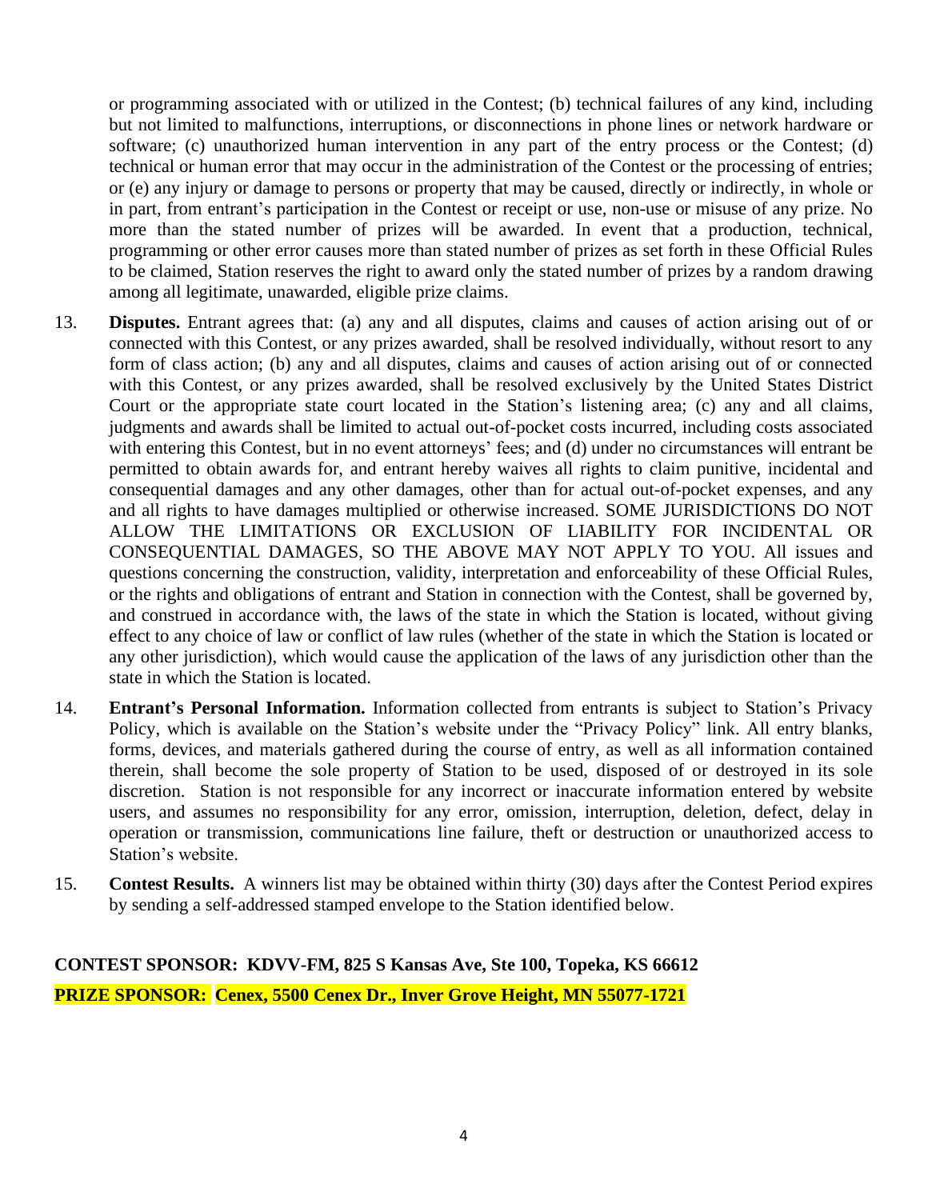or programming associated with or utilized in the Contest; (b) technical failures of any kind, including but not limited to malfunctions, interruptions, or disconnections in phone lines or network hardware or software; (c) unauthorized human intervention in any part of the entry process or the Contest; (d) technical or human error that may occur in the administration of the Contest or the processing of entries; or (e) any injury or damage to persons or property that may be caused, directly or indirectly, in whole or in part, from entrant's participation in the Contest or receipt or use, non-use or misuse of any prize. No more than the stated number of prizes will be awarded. In event that a production, technical, programming or other error causes more than stated number of prizes as set forth in these Official Rules to be claimed, Station reserves the right to award only the stated number of prizes by a random drawing among all legitimate, unawarded, eligible prize claims.

13. **Disputes.** Entrant agrees that: (a) any and all disputes, claims and causes of action arising out of or connected with this Contest, or any prizes awarded, shall be resolved individually, without resort to any form of class action; (b) any and all disputes, claims and causes of action arising out of or connected with this Contest, or any prizes awarded, shall be resolved exclusively by the United States District Court or the appropriate state court located in the Station's listening area; (c) any and all claims, judgments and awards shall be limited to actual out-of-pocket costs incurred, including costs associated with entering this Contest, but in no event attorneys' fees; and (d) under no circumstances will entrant be permitted to obtain awards for, and entrant hereby waives all rights to claim punitive, incidental and consequential damages and any other damages, other than for actual out-of-pocket expenses, and any and all rights to have damages multiplied or otherwise increased. SOME JURISDICTIONS DO NOT ALLOW THE LIMITATIONS OR EXCLUSION OF LIABILITY FOR INCIDENTAL OR CONSEQUENTIAL DAMAGES, SO THE ABOVE MAY NOT APPLY TO YOU. All issues and questions concerning the construction, validity, interpretation and enforceability of these Official Rules, or the rights and obligations of entrant and Station in connection with the Contest, shall be governed by, and construed in accordance with, the laws of the state in which the Station is located, without giving effect to any choice of law or conflict of law rules (whether of the state in which the Station is located or any other jurisdiction), which would cause the application of the laws of any jurisdiction other than the state in which the Station is located.

14. **Entrant's Personal Information.** Information collected from entrants is subject to Station's Privacy Policy, which is available on the Station's website under the "Privacy Policy" link. All entry blanks, forms, devices, and materials gathered during the course of entry, as well as all information contained therein, shall become the sole property of Station to be used, disposed of or destroyed in its sole discretion. Station is not responsible for any incorrect or inaccurate information entered by website users, and assumes no responsibility for any error, omission, interruption, deletion, defect, delay in operation or transmission, communications line failure, theft or destruction or unauthorized access to Station's website.

15. **Contest Results.** A winners list may be obtained within thirty (30) days after the Contest Period expires by sending a self-addressed stamped envelope to the Station identified below.

**CONTEST SPONSOR: KDVV-FM, 825 S Kansas Ave, Ste 100, Topeka, KS 66612**

**PRIZE SPONSOR: Cenex, 5500 Cenex Dr., Inver Grove Height, MN 55077-1721**